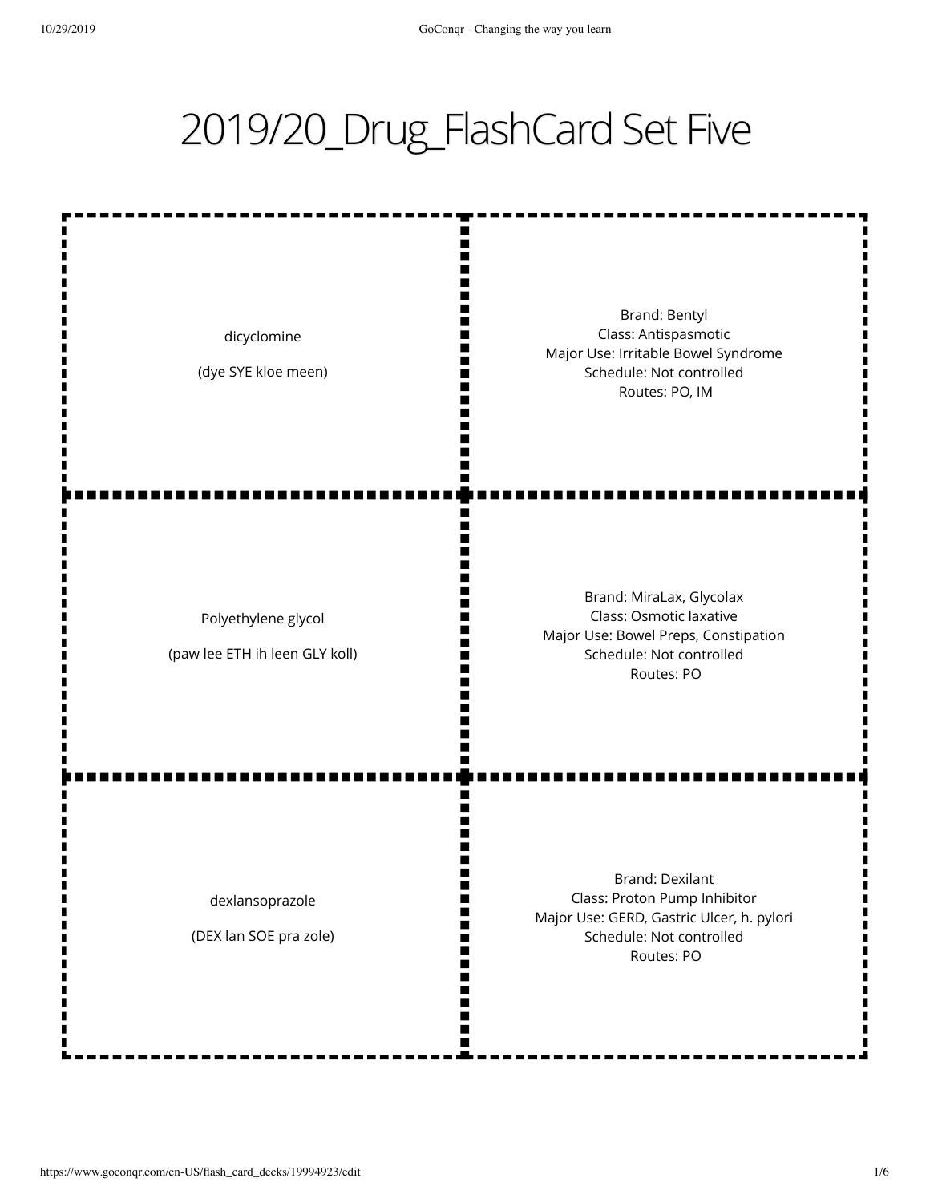# 2019/20_Drug_FlashCard Set Five

| | |
|---|---|
| dicyclomine<br><br>(dye SYE kloe meen) | Brand: Bentyl<br>Class: Antispasmotic<br>Major Use: Irritable Bowel Syndrome<br>Schedule: Not controlled<br>Routes: PO, IM |
| Polyethylene glycol<br><br>(paw lee ETH ih leen GLY koll) | Brand: MiraLax, Glycolax<br>Class: Osmotic laxative<br>Major Use: Bowel Preps, Constipation<br>Schedule: Not controlled<br>Routes: PO |
| dexlansoprazole<br><br>(DEX lan SOE pra zole) | Brand: Dexilant<br>Class: Proton Pump Inhibitor<br>Major Use: GERD, Gastric Ulcer, h. pylori<br>Schedule: Not controlled<br>Routes: PO |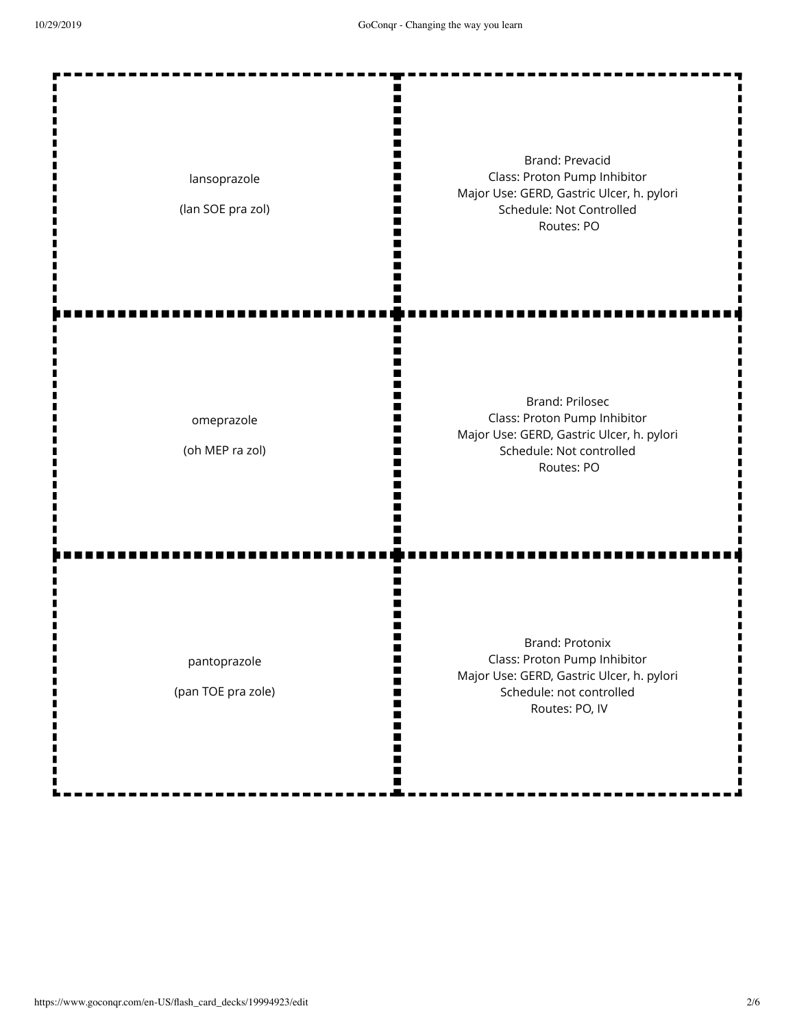| | |
|---|---|
| lansoprazole<br><br>(lan SOE pra zol) | Brand: Prevacid<br>Class: Proton Pump Inhibitor<br>Major Use: GERD, Gastric Ulcer, h. pylori<br>Schedule: Not Controlled<br>Routes: PO |
| omeprazole<br><br>(oh MEP ra zol) | Brand: Prilosec<br>Class: Proton Pump Inhibitor<br>Major Use: GERD, Gastric Ulcer, h. pylori<br>Schedule: Not controlled<br>Routes: PO |
| pantoprazole<br><br>(pan TOE pra zole) | Brand: Protonix<br>Class: Proton Pump Inhibitor<br>Major Use: GERD, Gastric Ulcer, h. pylori<br>Schedule: not controlled<br>Routes: PO, IV |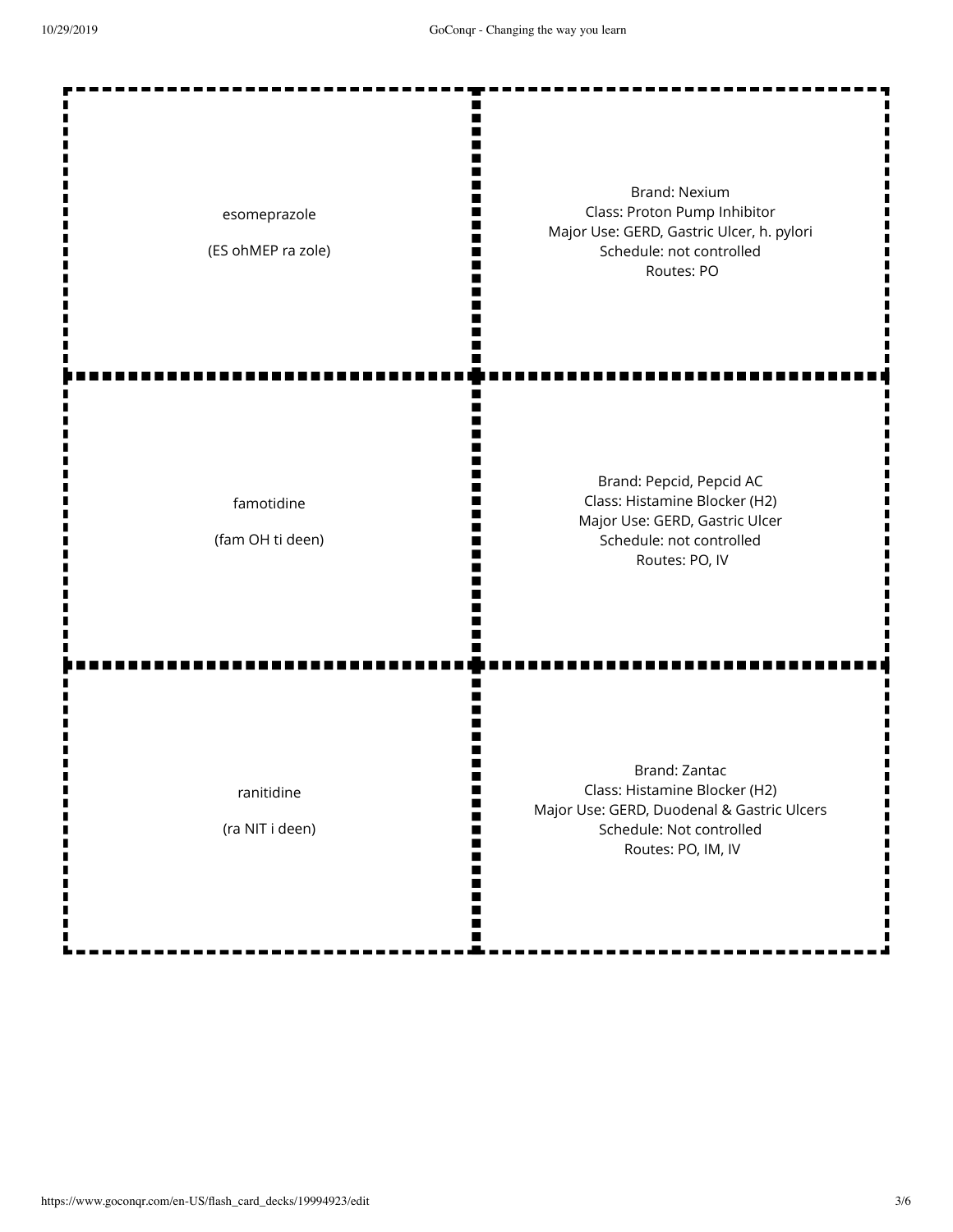| Term | Details |
| --- | --- |
| esomeprazole<br><br>(ES ohMEP ra zole) | Brand: Nexium<br>Class: Proton Pump Inhibitor<br>Major Use: GERD, Gastric Ulcer, h. pylori<br>Schedule: not controlled<br>Routes: PO |
| famotidine<br><br>(fam OH ti deen) | Brand: Pepcid, Pepcid AC<br>Class: Histamine Blocker (H2)<br>Major Use: GERD, Gastric Ulcer<br>Schedule: not controlled<br>Routes: PO, IV |
| ranitidine<br><br>(ra NIT i deen) | Brand: Zantac<br>Class: Histamine Blocker (H2)<br>Major Use: GERD, Duodenal & Gastric Ulcers<br>Schedule: Not controlled<br>Routes: PO, IM, IV |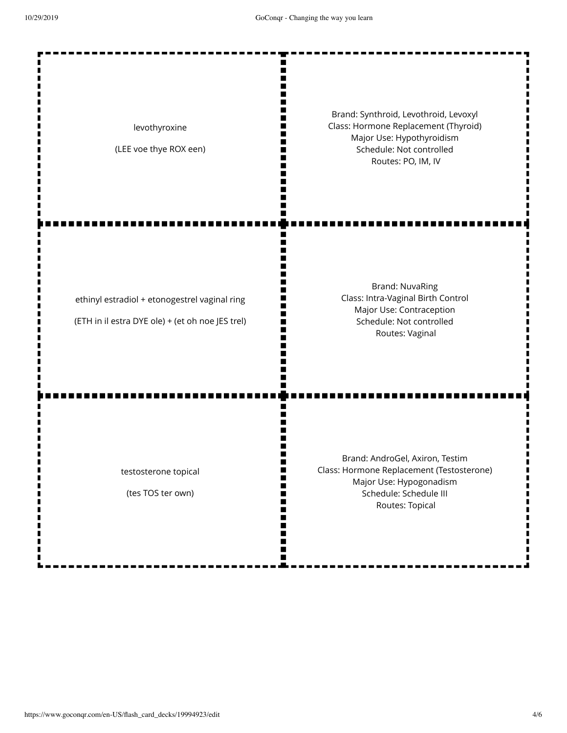| | |
|---|---|
| levothyroxine<br><br>(LEE voe thye ROX een) | Brand: Synthroid, Levothroid, Levoxyl<br>Class: Hormone Replacement (Thyroid)<br>Major Use: Hypothyroidism<br>Schedule: Not controlled<br>Routes: PO, IM, IV |
| ethinyl estradiol + etonogestrel vaginal ring<br><br>(ETH in il estra DYE ole) + (et oh noe JES trel) | Brand: NuvaRing<br>Class: Intra-Vaginal Birth Control<br>Major Use: Contraception<br>Schedule: Not controlled<br>Routes: Vaginal |
| testosterone topical<br><br>(tes TOS ter own) | Brand: AndroGel, Axiron, Testim<br>Class: Hormone Replacement (Testosterone)<br>Major Use: Hypogonadism<br>Schedule: Schedule III<br>Routes: Topical |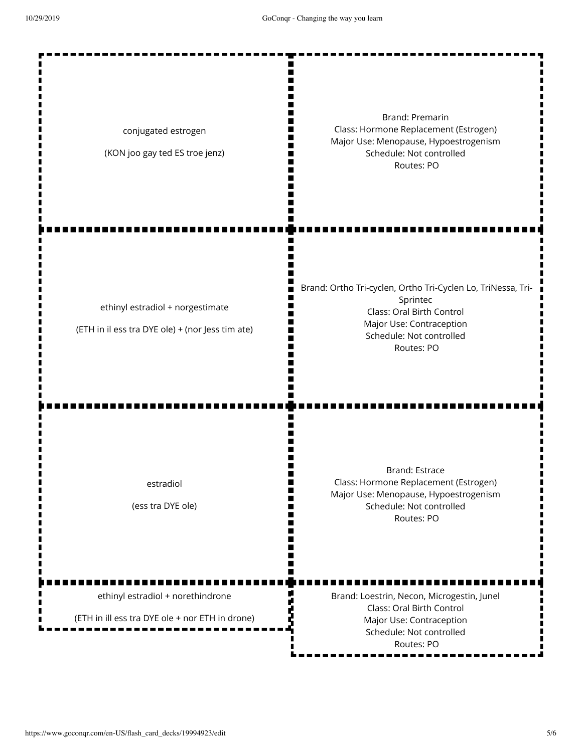| Term | Definition |
| --- | --- |
| conjugated estrogen<br><br>(KON joo gay ted ES troe jenz) | Brand: Premarin<br>Class: Hormone Replacement (Estrogen)<br>Major Use: Menopause, Hypoestrogenism<br>Schedule: Not controlled<br>Routes: PO |
| ethinyl estradiol + norgestimate<br><br>(ETH in il ess tra DYE ole) + (nor Jess tim ate) | Brand: Ortho Tri-cyclen, Ortho Tri-Cyclen Lo, TriNessa, Tri-Sprintec<br>Class: Oral Birth Control<br>Major Use: Contraception<br>Schedule: Not controlled<br>Routes: PO |
| estradiol<br><br>(ess tra DYE ole) | Brand: Estrace<br>Class: Hormone Replacement (Estrogen)<br>Major Use: Menopause, Hypoestrogenism<br>Schedule: Not controlled<br>Routes: PO |
| ethinyl estradiol + norethindrone<br><br>(ETH in ill ess tra DYE ole + nor ETH in drone) | Brand: Loestrin, Necon, Microgestin, Junel<br>Class: Oral Birth Control<br>Major Use: Contraception<br>Schedule: Not controlled<br>Routes: PO |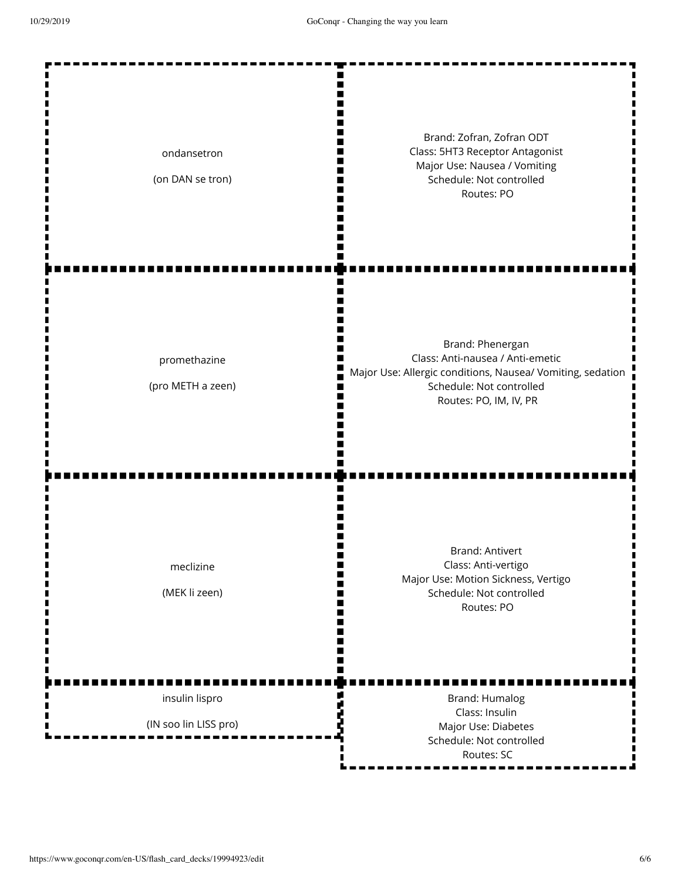| | |
|---|---|
| ondansetron<br><br>(on DAN se tron) | Brand: Zofran, Zofran ODT<br>Class: 5HT3 Receptor Antagonist<br>Major Use: Nausea / Vomiting<br>Schedule: Not controlled<br>Routes: PO |
| promethazine<br><br>(pro METH a zeen) | Brand: Phenergan<br>Class: Anti-nausea / Anti-emetic<br>Major Use: Allergic conditions, Nausea/ Vomiting, sedation<br>Schedule: Not controlled<br>Routes: PO, IM, IV, PR |
| meclizine<br><br>(MEK li zeen) | Brand: Antivert<br>Class: Anti-vertigo<br>Major Use: Motion Sickness, Vertigo<br>Schedule: Not controlled<br>Routes: PO |
| insulin lispro<br><br>(IN soo lin LISS pro) | Brand: Humalog<br>Class: Insulin<br>Major Use: Diabetes<br>Schedule: Not controlled<br>Routes: SC |